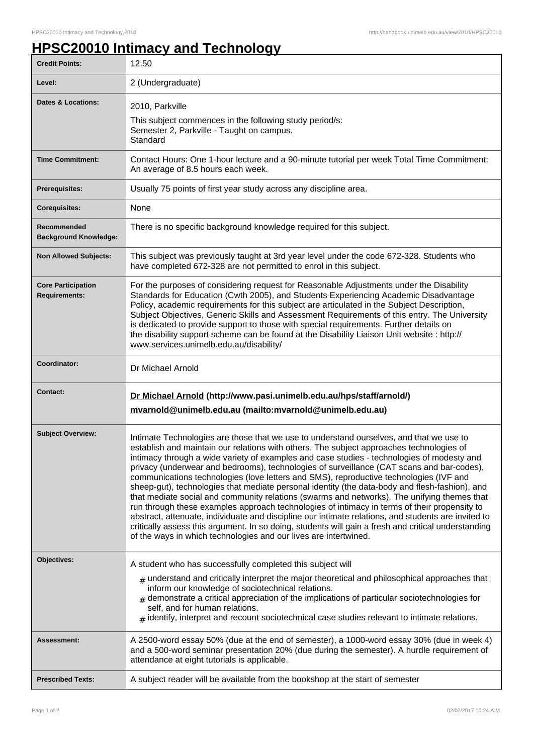# HPSC20010 Intimacy and Technology

| | |
|---|---|
| **Credit Points:** | 12.50 |
| **Level:** | 2 (Undergraduate) |
| **Dates & Locations:** | 2010, Parkville<br>This subject commences in the following study period/s:<br>Semester 2, Parkville - Taught on campus.<br>Standard |
| **Time Commitment:** | Contact Hours: One 1-hour lecture and a 90-minute tutorial per week Total Time Commitment: An average of 8.5 hours each week. |
| **Prerequisites:** | Usually 75 points of first year study across any discipline area. |
| **Corequisites:** | None |
| **Recommended Background Knowledge:** | There is no specific background knowledge required for this subject. |
| **Non Allowed Subjects:** | This subject was previously taught at 3rd year level under the code 672-328. Students who have completed 672-328 are not permitted to enrol in this subject. |
| **Core Participation Requirements:** | For the purposes of considering request for Reasonable Adjustments under the Disability Standards for Education (Cwth 2005), and Students Experiencing Academic Disadvantage Policy, academic requirements for this subject are articulated in the Subject Description, Subject Objectives, Generic Skills and Assessment Requirements of this entry. The University is dedicated to provide support to those with special requirements. Further details on the disability support scheme can be found at the Disability Liaison Unit website : http://www.services.unimelb.edu.au/disability/ |
| **Coordinator:** | Dr Michael Arnold |
| **Contact:** | **Dr Michael Arnold (http://www.pasi.unimelb.edu.au/hps/staff/arnold/)**<br>**mvarnold@unimelb.edu.au (mailto:mvarnold@unimelb.edu.au)** |
| **Subject Overview:** | Intimate Technologies are those that we use to understand ourselves, and that we use to establish and maintain our relations with others. The subject approaches technologies of intimacy through a wide variety of examples and case studies - technologies of modesty and privacy (underwear and bedrooms), technologies of surveillance (CAT scans and bar-codes), communications technologies (love letters and SMS), reproductive technologies (IVF and sheep-gut), technologies that mediate personal identity (the data-body and flesh-fashion), and that mediate social and community relations (swarms and networks). The unifying themes that run through these examples approach technologies of intimacy in terms of their propensity to abstract, attenuate, individuate and discipline our intimate relations, and students are invited to critically assess this argument. In so doing, students will gain a fresh and critical understanding of the ways in which technologies and our lives are intertwined. |
| **Objectives:** | A student who has successfully completed this subject will<br># understand and critically interpret the major theoretical and philosophical approaches that inform our knowledge of sociotechnical relations.<br># demonstrate a critical appreciation of the implications of particular sociotechnologies for self, and for human relations.<br># identify, interpret and recount sociotechnical case studies relevant to intimate relations. |
| **Assessment:** | A 2500-word essay 50% (due at the end of semester), a 1000-word essay 30% (due in week 4) and a 500-word seminar presentation 20% (due during the semester). A hurdle requirement of attendance at eight tutorials is applicable. |
| **Prescribed Texts:** | A subject reader will be available from the bookshop at the start of semester |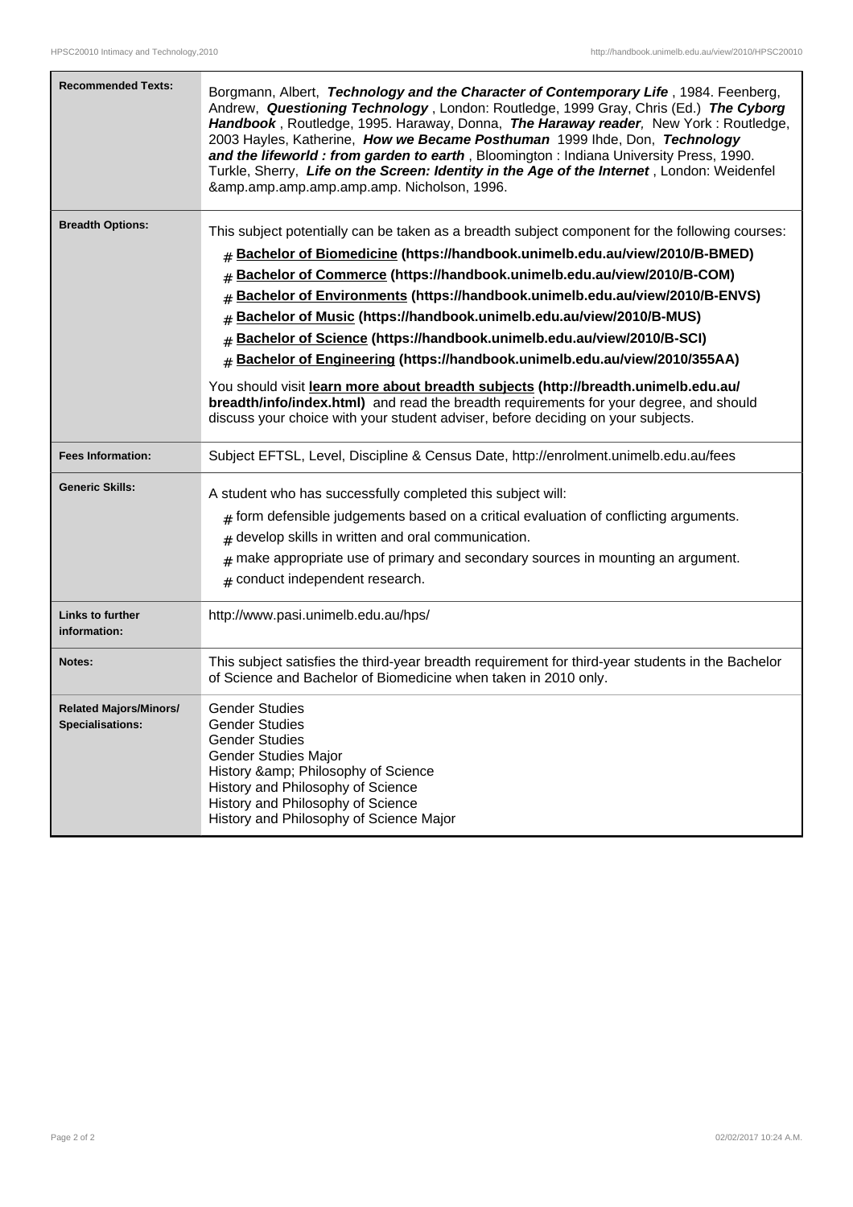| | |
|---|---|
| **Recommended Texts:** | Borgmann, Albert, ***Technology and the Character of Contemporary Life*** , 1984. Feenberg, Andrew, ***Questioning Technology*** , London: Routledge, 1999 Gray, Chris (Ed.) ***The Cyborg Handbook*** , Routledge, 1995. Haraway, Donna, ***The Haraway reader***, New York : Routledge, 2003 Hayles, Katherine, ***How we Became Posthuman*** 1999 Ihde, Don, ***Technology and the lifeworld : from garden to earth*** , Bloomington : Indiana University Press, 1990. Turkle, Sherry, ***Life on the Screen: Identity in the Age of the Internet*** , London: Weidenfel &amp.amp.amp.amp.amp.amp. Nicholson, 1996. |
| **Breadth Options:** | This subject potentially can be taken as a breadth subject component for the following courses:<br># **Bachelor of Biomedicine (https://handbook.unimelb.edu.au/view/2010/B-BMED)**<br># **Bachelor of Commerce (https://handbook.unimelb.edu.au/view/2010/B-COM)**<br># **Bachelor of Environments (https://handbook.unimelb.edu.au/view/2010/B-ENVS)**<br># **Bachelor of Music (https://handbook.unimelb.edu.au/view/2010/B-MUS)**<br># **Bachelor of Science (https://handbook.unimelb.edu.au/view/2010/B-SCI)**<br># **Bachelor of Engineering (https://handbook.unimelb.edu.au/view/2010/355AA)**<br>You should visit **learn more about breadth subjects (http://breadth.unimelb.edu.au/breadth/info/index.html)** and read the breadth requirements for your degree, and should discuss your choice with your student adviser, before deciding on your subjects. |
| **Fees Information:** | Subject EFTSL, Level, Discipline & Census Date, http://enrolment.unimelb.edu.au/fees |
| **Generic Skills:** | A student who has successfully completed this subject will:<br># form defensible judgements based on a critical evaluation of conflicting arguments.<br># develop skills in written and oral communication.<br># make appropriate use of primary and secondary sources in mounting an argument.<br># conduct independent research. |
| **Links to further information:** | http://www.pasi.unimelb.edu.au/hps/ |
| **Notes:** | This subject satisfies the third-year breadth requirement for third-year students in the Bachelor of Science and Bachelor of Biomedicine when taken in 2010 only. |
| **Related Majors/Minors/ Specialisations:** | Gender Studies<br>Gender Studies<br>Gender Studies<br>Gender Studies Major<br>History &amp; Philosophy of Science<br>History and Philosophy of Science<br>History and Philosophy of Science<br>History and Philosophy of Science Major |